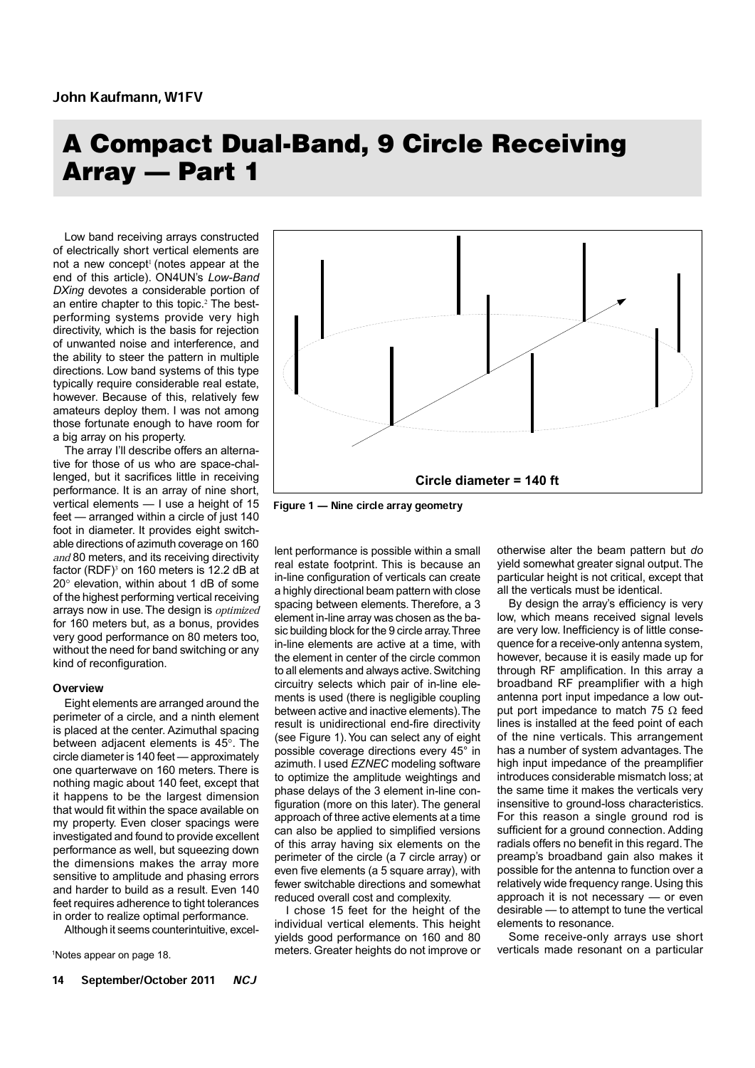**John Kaufmann, W1FV**

# A Compact Dual-Band, 9 Circle Receiving Array — Part 1

Low band receiving arrays constructed of electrically short vertical elements are not a new concept[1] (notes appear at the end of this article). ON4UN's *Low-Band DXing* devotes a considerable portion of an entire chapter to this topic.[2] The best-performing systems provide very high directivity, which is the basis for rejection of unwanted noise and interference, and the ability to steer the pattern in multiple directions. Low band systems of this type typically require considerable real estate, however. Because of this, relatively few amateurs deploy them. I was not among those fortunate enough to have room for a big array on his property.

The array I'll describe offers an alternative for those of us who are space-challenged, but it sacrifices little in receiving performance. It is an array of nine short, vertical elements — I use a height of 15 feet — arranged within a circle of just 140 foot in diameter. It provides eight switchable directions of azimuth coverage on 160 *and* 80 meters, and its receiving directivity factor (RDF)[3] on 160 meters is 12.2 dB at 20° elevation, within about 1 dB of some of the highest performing vertical receiving arrays now in use. The design is *optimized* for 160 meters but, as a bonus, provides very good performance on 80 meters too, without the need for band switching or any kind of reconfiguration.

### Overview

Eight elements are arranged around the perimeter of a circle, and a ninth element is placed at the center. Azimuthal spacing between adjacent elements is 45°. The circle diameter is 140 feet — approximately one quarterwave on 160 meters. There is nothing magic about 140 feet, except that it happens to be the largest dimension that would fit within the space available on my property. Even closer spacings were investigated and found to provide excellent performance as well, but squeezing down the dimensions makes the array more sensitive to amplitude and phasing errors and harder to build as a result. Even 140 feet requires adherence to tight tolerances in order to realize optimal performance.

Although it seems counterintuitive, excellent performance is possible within a small real estate footprint. This is because an in-line configuration of verticals can create a highly directional beam pattern with close spacing between elements. Therefore, a 3 element in-line array was chosen as the basic building block for the 9 circle array. Three in-line elements are active at a time, with the element in center of the circle common to all elements and always active. Switching circuitry selects which pair of in-line elements is used (there is negligible coupling between active and inactive elements). The result is unidirectional end-fire directivity (see Figure 1). You can select any of eight possible coverage directions every 45° in azimuth. I used *EZNEC* modeling software to optimize the amplitude weightings and phase delays of the 3 element in-line configuration (more on this later). The general approach of three active elements at a time can also be applied to simplified versions of this array having six elements on the perimeter of the circle (a 7 circle array) or even five elements (a 5 square array), with fewer switchable directions and somewhat reduced overall cost and complexity.

Circle diameter = 140 ft

Figure 1 — Nine circle array geometry

I chose 15 feet for the height of the individual vertical elements. This height yields good performance on 160 and 80 meters. Greater heights do not improve or otherwise alter the beam pattern but *do* yield somewhat greater signal output. The particular height is not critical, except that all the verticals must be identical.

By design the array's efficiency is very low, which means received signal levels are very low. Inefficiency is of little consequence for a receive-only antenna system, however, because it is easily made up for through RF amplification. In this array a broadband RF preamplifier with a high antenna port input impedance a low output port impedance to match 75 Ω feed lines is installed at the feed point of each of the nine verticals. This arrangement has a number of system advantages. The high input impedance of the preamplifier introduces considerable mismatch loss; at the same time it makes the verticals very insensitive to ground-loss characteristics. For this reason a single ground rod is sufficient for a ground connection. Adding radials offers no benefit in this regard. The preamp's broadband gain also makes it possible for the antenna to function over a relatively wide frequency range. Using this approach it is not necessary — or even desirable — to attempt to tune the vertical elements to resonance.

Some receive-only arrays use short verticals made resonant on a particular

[1]Notes appear on page 18.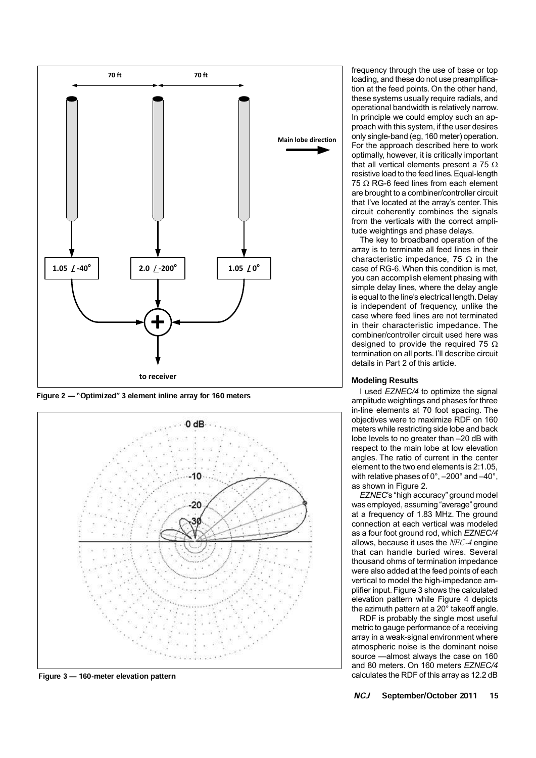Figure 2 — "Optimized" 3 element inline array for 160 meters

Figure 3 — 160-meter elevation pattern

frequency through the use of base or top loading, and these do not use preamplification at the feed points. On the other hand, these systems usually require radials, and operational bandwidth is relatively narrow. In principle we could employ such an approach with this system, if the user desires only single-band (eg, 160 meter) operation. For the approach described here to work optimally, however, it is critically important that all vertical elements present a 75 Ω resistive load to the feed lines. Equal-length 75 Ω RG-6 feed lines from each element are brought to a combiner/controller circuit that I've located at the array's center. This circuit coherently combines the signals from the verticals with the correct amplitude weightings and phase delays.

The key to broadband operation of the array is to terminate all feed lines in their characteristic impedance, 75 Ω in the case of RG-6. When this condition is met, you can accomplish element phasing with simple delay lines, where the delay angle is equal to the line's electrical length. Delay is independent of frequency, unlike the case where feed lines are not terminated in their characteristic impedance. The combiner/controller circuit used here was designed to provide the required 75 Ω termination on all ports. I'll describe circuit details in Part 2 of this article.

### Modeling Results

I used *EZNEC/4* to optimize the signal amplitude weightings and phases for three in-line elements at 70 foot spacing. The objectives were to maximize RDF on 160 meters while restricting side lobe and back lobe levels to no greater than –20 dB with respect to the main lobe at low elevation angles. The ratio of current in the center element to the two end elements is 2:1.05, with relative phases of 0°, –200° and –40°, as shown in Figure 2.

*EZNEC*'s "high accuracy" ground model was employed, assuming "average" ground at a frequency of 1.83 MHz. The ground connection at each vertical was modeled as a four foot ground rod, which *EZNEC/4* allows, because it uses the *NEC-4* engine that can handle buried wires. Several thousand ohms of termination impedance were also added at the feed points of each vertical to model the high-impedance amplifier input. Figure 3 shows the calculated elevation pattern while Figure 4 depicts the azimuth pattern at a 20° takeoff angle.

RDF is probably the single most useful metric to gauge performance of a receiving array in a weak-signal environment where atmospheric noise is the dominant noise source —almost always the case on 160 and 80 meters. On 160 meters *EZNEC/4* calculates the RDF of this array as 12.2 dB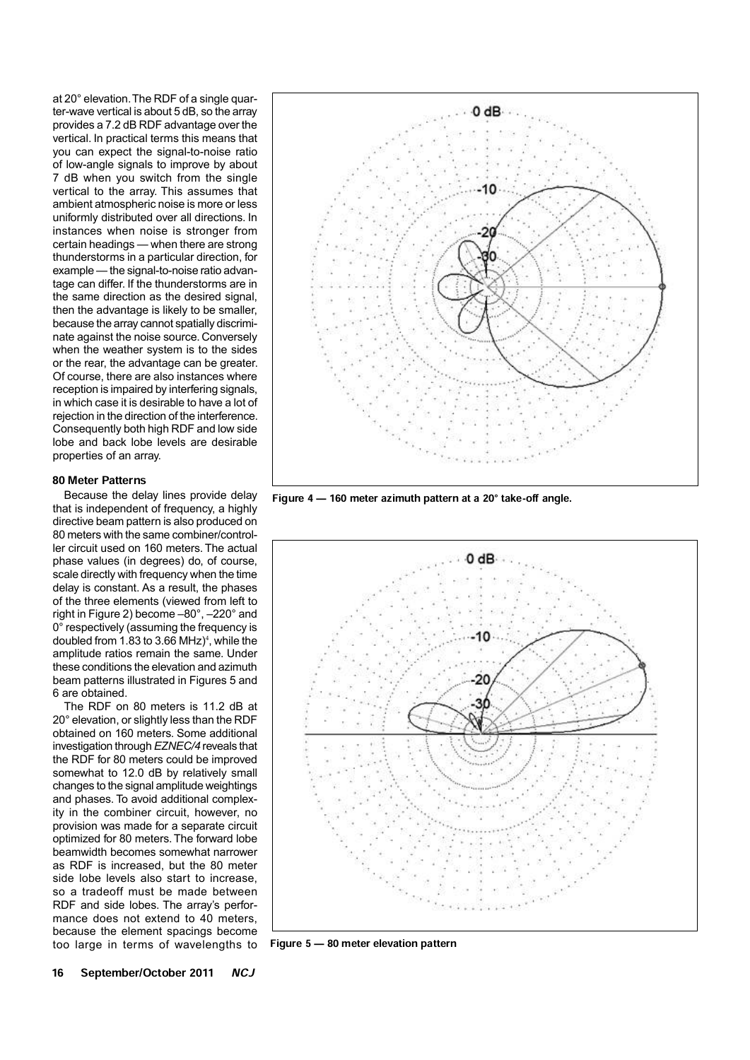at 20° elevation. The RDF of a single quarter-wave vertical is about 5 dB, so the array provides a 7.2 dB RDF advantage over the vertical. In practical terms this means that you can expect the signal-to-noise ratio of low-angle signals to improve by about 7 dB when you switch from the single vertical to the array. This assumes that ambient atmospheric noise is more or less uniformly distributed over all directions. In instances when noise is stronger from certain headings — when there are strong thunderstorms in a particular direction, for example — the signal-to-noise ratio advantage can differ. If the thunderstorms are in the same direction as the desired signal, then the advantage is likely to be smaller, because the array cannot spatially discriminate against the noise source. Conversely when the weather system is to the sides or the rear, the advantage can be greater. Of course, there are also instances where reception is impaired by interfering signals, in which case it is desirable to have a lot of rejection in the direction of the interference. Consequently both high RDF and low side lobe and back lobe levels are desirable properties of an array.

**80 Meter Patterns**

Because the delay lines provide delay that is independent of frequency, a highly directive beam pattern is also produced on 80 meters with the same combiner/controller circuit used on 160 meters. The actual phase values (in degrees) do, of course, scale directly with frequency when the time delay is constant. As a result, the phases of the three elements (viewed from left to right in Figure 2) become –80°, –220° and 0° respectively (assuming the frequency is doubled from 1.83 to 3.66 MHz)[4], while the amplitude ratios remain the same. Under these conditions the elevation and azimuth beam patterns illustrated in Figures 5 and 6 are obtained.

The RDF on 80 meters is 11.2 dB at 20° elevation, or slightly less than the RDF obtained on 160 meters. Some additional investigation through *EZNEC/4* reveals that the RDF for 80 meters could be improved somewhat to 12.0 dB by relatively small changes to the signal amplitude weightings and phases. To avoid additional complexity in the combiner circuit, however, no provision was made for a separate circuit optimized for 80 meters. The forward lobe beamwidth becomes somewhat narrower as RDF is increased, but the 80 meter side lobe levels also start to increase, so a tradeoff must be made between RDF and side lobes. The array's performance does not extend to 40 meters, because the element spacings become too large in terms of wavelengths to

**Figure 4 — 160 meter azimuth pattern at a 20° take-off angle.**

**Figure 5 — 80 meter elevation pattern**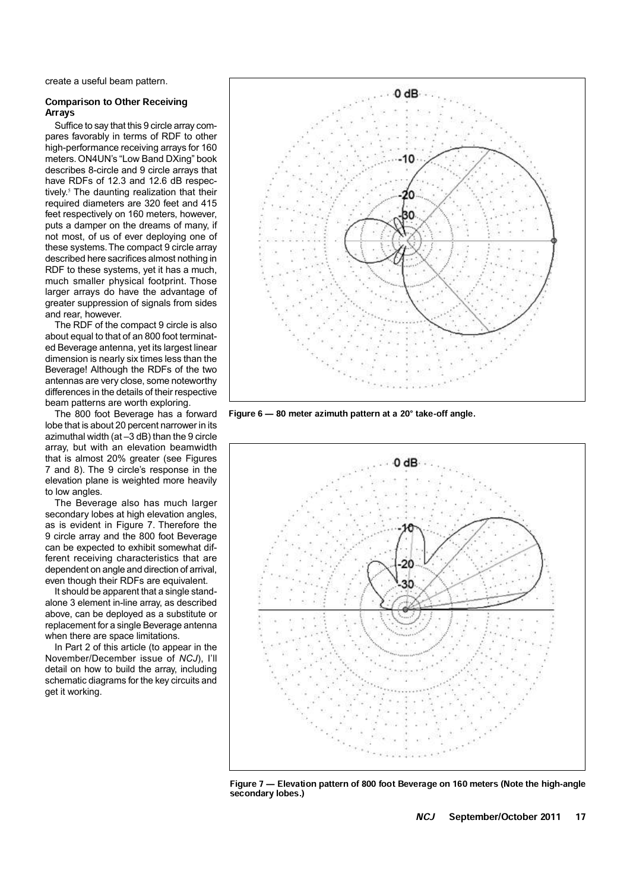create a useful beam pattern.

**Comparison to Other Receiving Arrays**

Suffice to say that this 9 circle array compares favorably in terms of RDF to other high-performance receiving arrays for 160 meters. ON4UN's "Low Band DXing" book describes 8-circle and 9 circle arrays that have RDFs of 12.3 and 12.6 dB respectively.[5] The daunting realization that their required diameters are 320 feet and 415 feet respectively on 160 meters, however, puts a damper on the dreams of many, if not most, of us of ever deploying one of these systems. The compact 9 circle array described here sacrifices almost nothing in RDF to these systems, yet it has a much, much smaller physical footprint. Those larger arrays do have the advantage of greater suppression of signals from sides and rear, however.

The RDF of the compact 9 circle is also about equal to that of an 800 foot terminated Beverage antenna, yet its largest linear dimension is nearly six times less than the Beverage! Although the RDFs of the two antennas are very close, some noteworthy differences in the details of their respective beam patterns are worth exploring.

The 800 foot Beverage has a forward lobe that is about 20 percent narrower in its azimuthal width (at –3 dB) than the 9 circle array, but with an elevation beamwidth that is almost 20% greater (see Figures 7 and 8). The 9 circle's response in the elevation plane is weighted more heavily to low angles.

The Beverage also has much larger secondary lobes at high elevation angles, as is evident in Figure 7. Therefore the 9 circle array and the 800 foot Beverage can be expected to exhibit somewhat different receiving characteristics that are dependent on angle and direction of arrival, even though their RDFs are equivalent.

It should be apparent that a single standalone 3 element in-line array, as described above, can be deployed as a substitute or replacement for a single Beverage antenna when there are space limitations.

In Part 2 of this article (to appear in the November/December issue of *NCJ*), I'll detail on how to build the array, including schematic diagrams for the key circuits and get it working.

**Figure 6 — 80 meter azimuth pattern at a 20° take-off angle.**

**Figure 7 — Elevation pattern of 800 foot Beverage on 160 meters (Note the high-angle secondary lobes.)**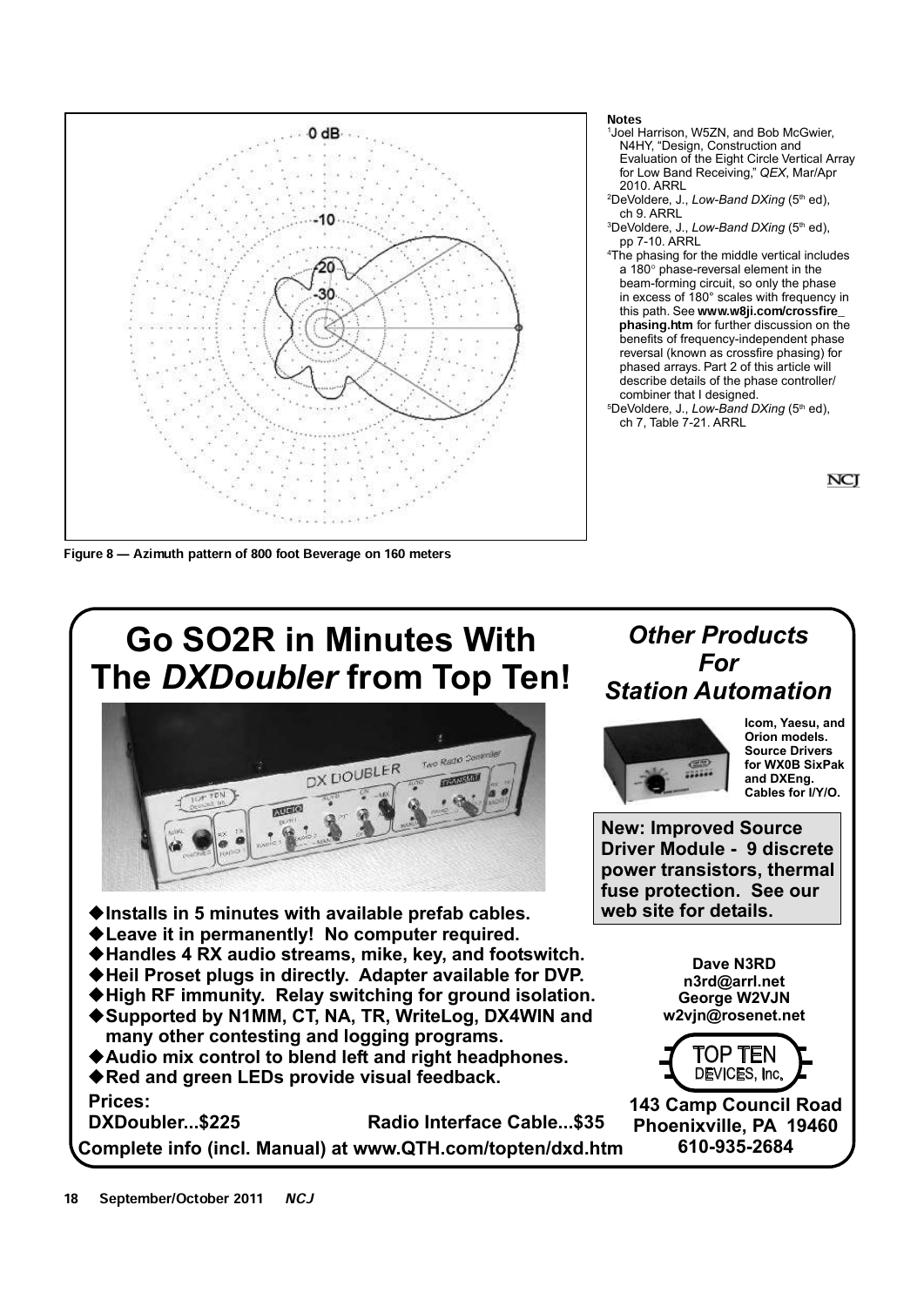0 dB

-10

-20

-30

Figure 8 — Azimuth pattern of 800 foot Beverage on 160 meters

**Notes**

[1]Joel Harrison, W5ZN, and Bob McGwier, N4HY, "Design, Construction and Evaluation of the Eight Circle Vertical Array for Low Band Receiving," *QEX*, Mar/Apr 2010. ARRL

[2]DeVoldere, J., *Low-Band DXing* (5th ed), ch 9. ARRL

[3]DeVoldere, J., *Low-Band DXing* (5th ed), pp 7-10. ARRL

[4]The phasing for the middle vertical includes a 180° phase-reversal element in the beam-forming circuit, so only the phase in excess of 180° scales with frequency in this path. See **www.w8ji.com/crossfire_phasing.htm** for further discussion on the benefits of frequency-independent phase reversal (known as crossfire phasing) for phased arrays. Part 2 of this article will describe details of the phase controller/combiner that I designed.

[5]DeVoldere, J., *Low-Band DXing* (5th ed), ch 7, Table 7-21. ARRL

NCJ

# Go SO2R in Minutes With The *DXDoubler* from Top Ten!

- **Installs in 5 minutes with available prefab cables.**
- **Leave it in permanently! No computer required.**
- **Handles 4 RX audio streams, mike, key, and footswitch.**
- **Heil Proset plugs in directly. Adapter available for DVP.**
- **High RF immunity. Relay switching for ground isolation.**
- **Supported by N1MM, CT, NA, TR, WriteLog, DX4WIN and many other contesting and logging programs.**
- **Audio mix control to blend left and right headphones.**
- **Red and green LEDs provide visual feedback.**

**Prices:**
**DXDoubler...$225** **Radio Interface Cable...$35**

**Complete info (incl. Manual) at www.QTH.com/topten/dxd.htm**

## *Other Products For Station Automation*

**Icom, Yaesu, and Orion models. Source Drivers for WX0B SixPak and DXEng. Cables for I/Y/O.**

**New: Improved Source Driver Module - 9 discrete power transistors, thermal fuse protection. See our web site for details.**

**Dave N3RD**
**n3rd@arrl.net**
**George W2VJN**
**w2vjn@rosenet.net**

TOP TEN DEVICES, Inc.

**143 Camp Council Road**
**Phoenixville, PA 19460**
**610-935-2684**